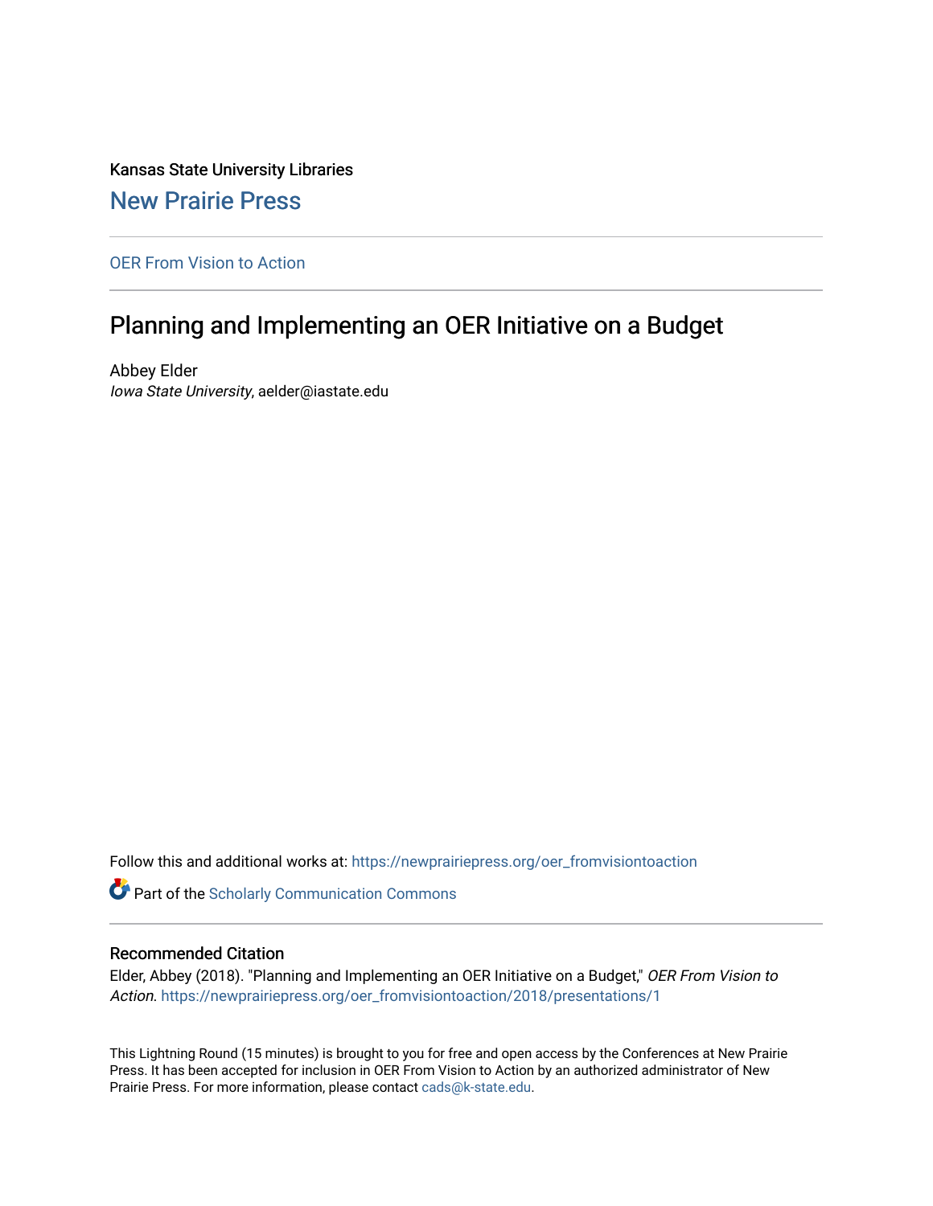Kansas State University Libraries

## New Prairie Press

OER From Vision to Action

# Planning and Implementing an OER Initiative on a Budget

Abbey Elder
*Iowa State University*, aelder@iastate.edu

Follow this and additional works at: https://newprairiepress.org/oer_fromvisiontoaction

Part of the Scholarly Communication Commons

### Recommended Citation

Elder, Abbey (2018). "Planning and Implementing an OER Initiative on a Budget," *OER From Vision to Action*. https://newprairiepress.org/oer_fromvisiontoaction/2018/presentations/1

This Lightning Round (15 minutes) is brought to you for free and open access by the Conferences at New Prairie Press. It has been accepted for inclusion in OER From Vision to Action by an authorized administrator of New Prairie Press. For more information, please contact cads@k-state.edu.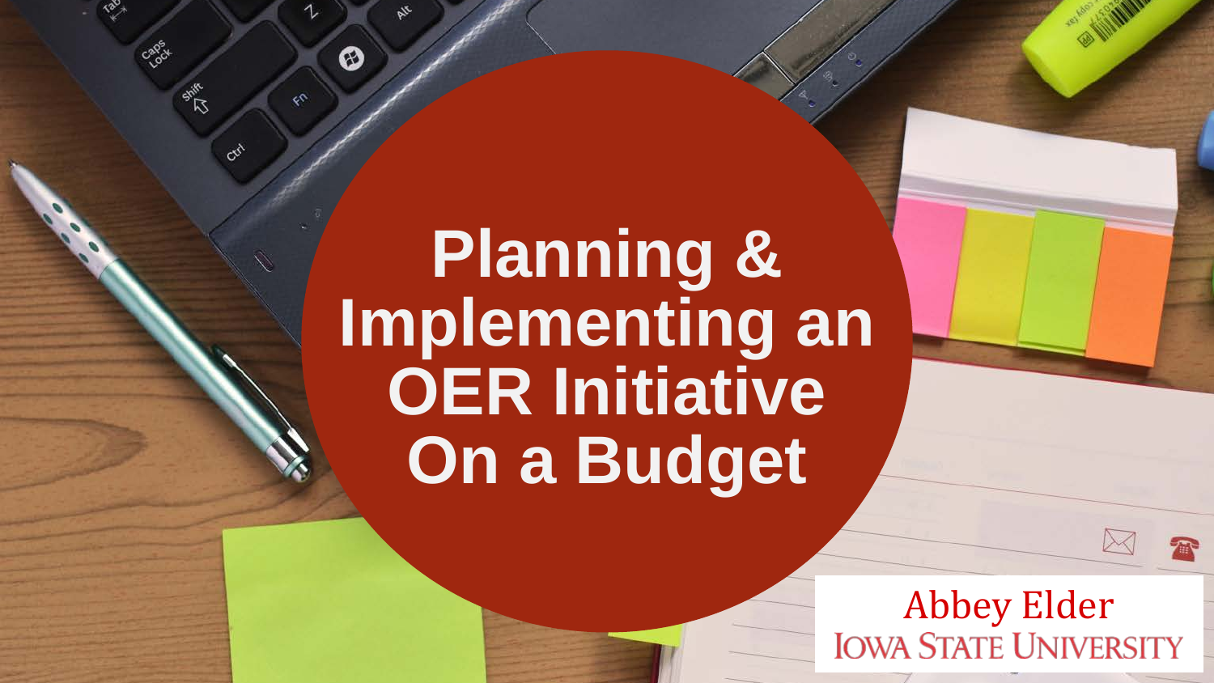# Planning & Implementing an OER Initiative On a Budget

Abbey Elder

Iowa State University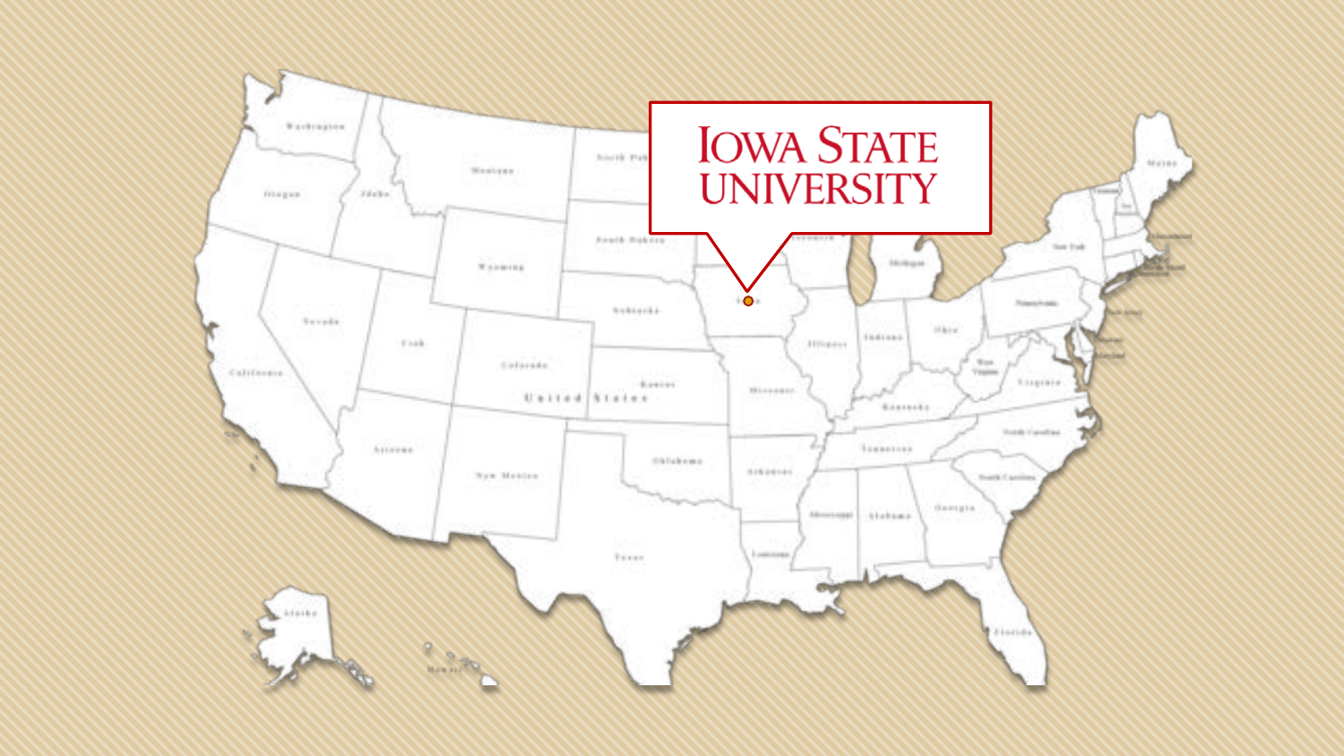IOWA STATE UNIVERSITY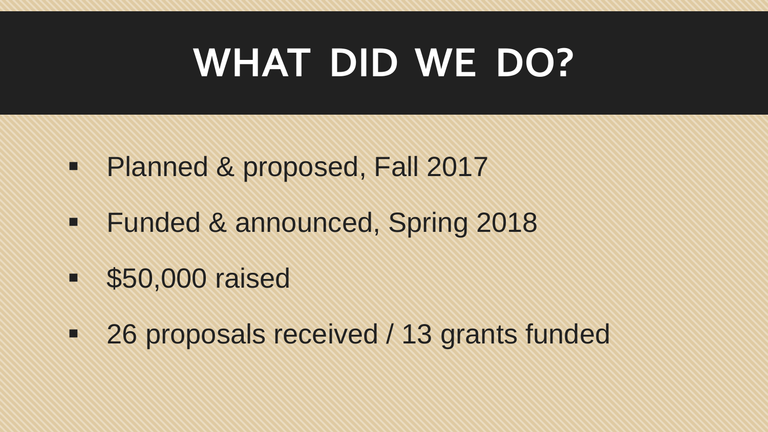# WHAT DID WE DO?

- Planned & proposed, Fall 2017
- Funded & announced, Spring 2018
- $50,000 raised
- 26 proposals received / 13 grants funded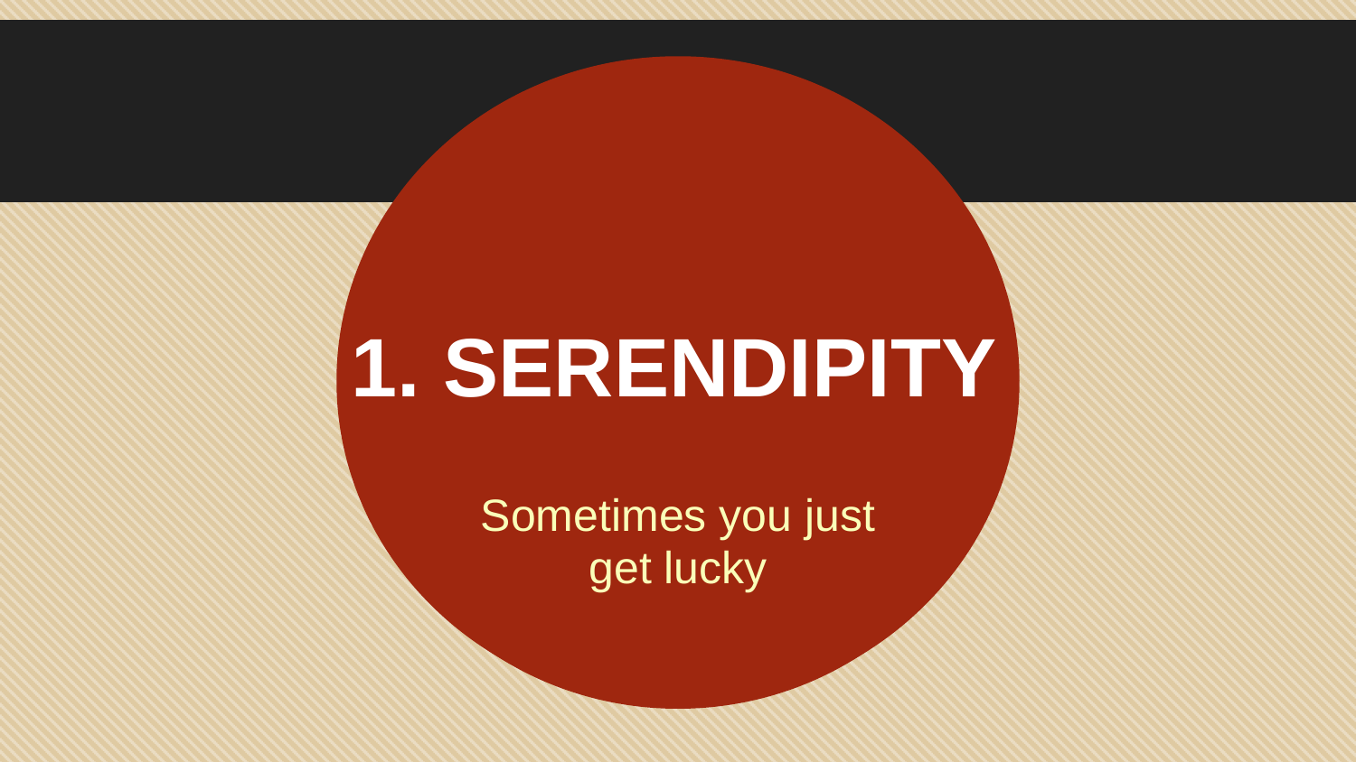# 1. SERENDIPITY

Sometimes you just get lucky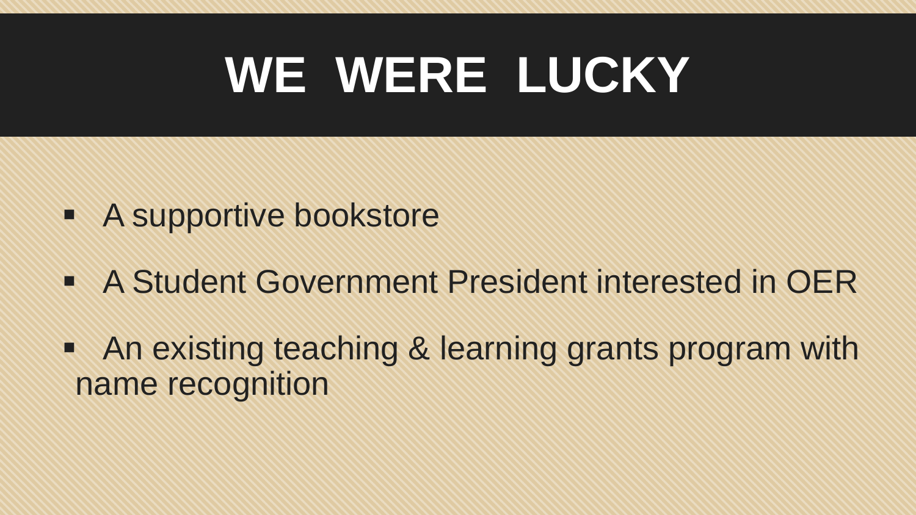# WE WERE LUCKY

- A supportive bookstore
- A Student Government President interested in OER
- An existing teaching & learning grants program with name recognition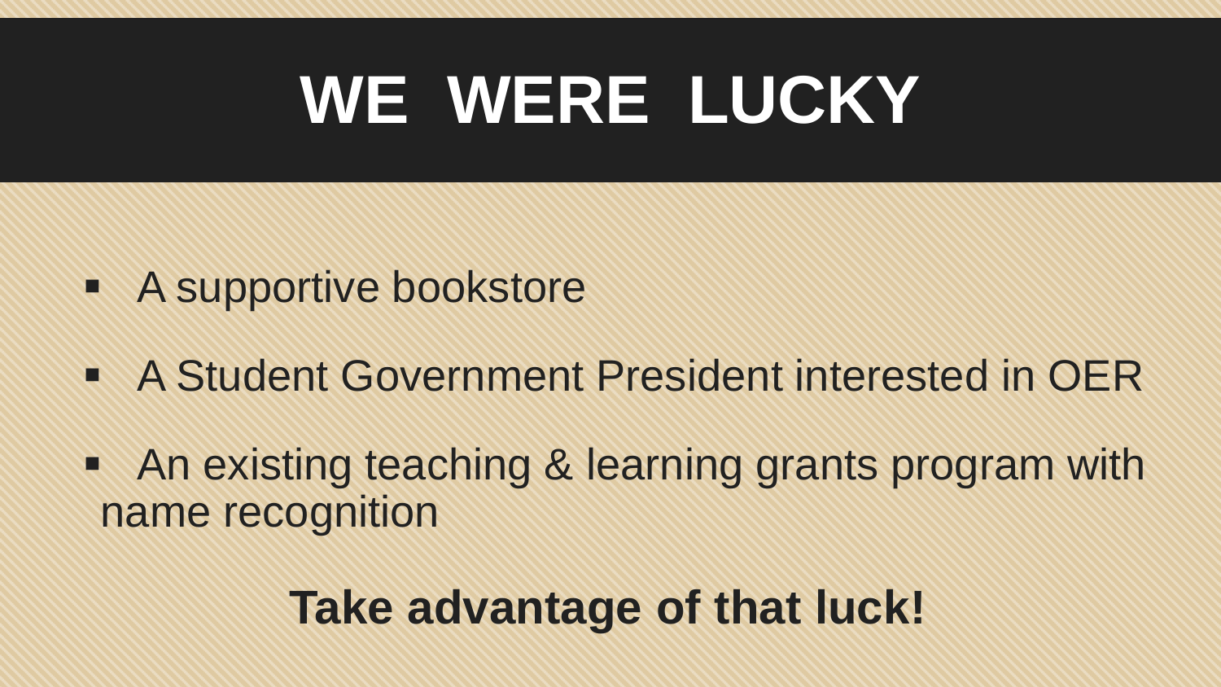# WE WERE LUCKY

- A supportive bookstore
- A Student Government President interested in OER
- An existing teaching & learning grants program with name recognition

**Take advantage of that luck!**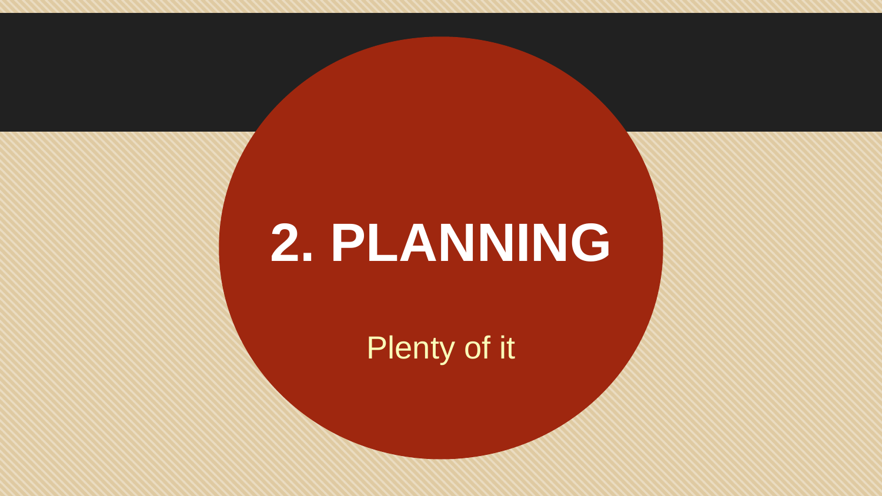# 2. PLANNING

Plenty of it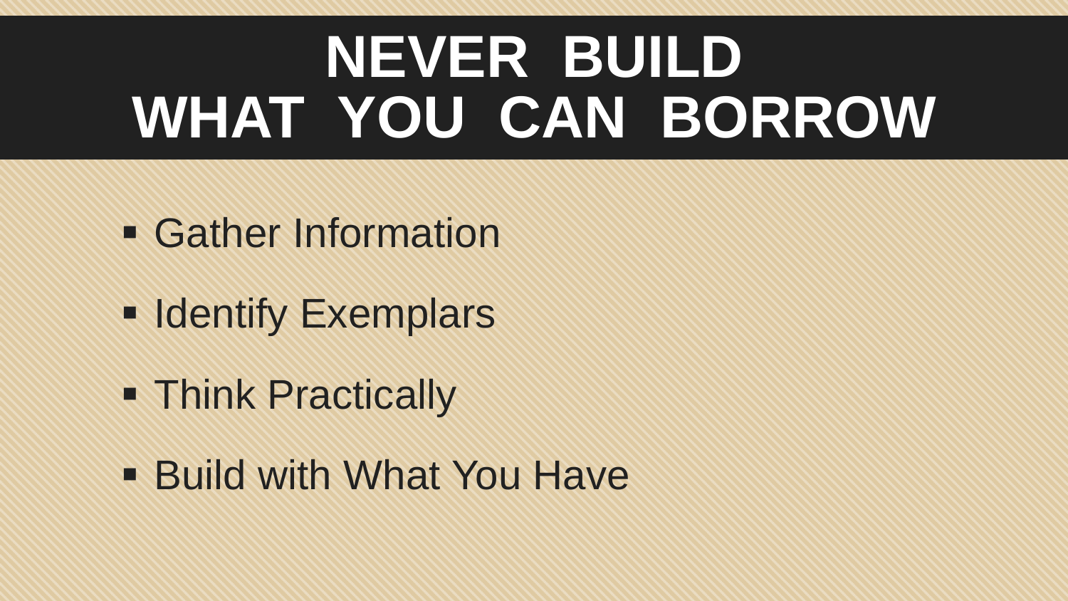# NEVER BUILD WHAT YOU CAN BORROW

- Gather Information
- Identify Exemplars
- Think Practically
- Build with What You Have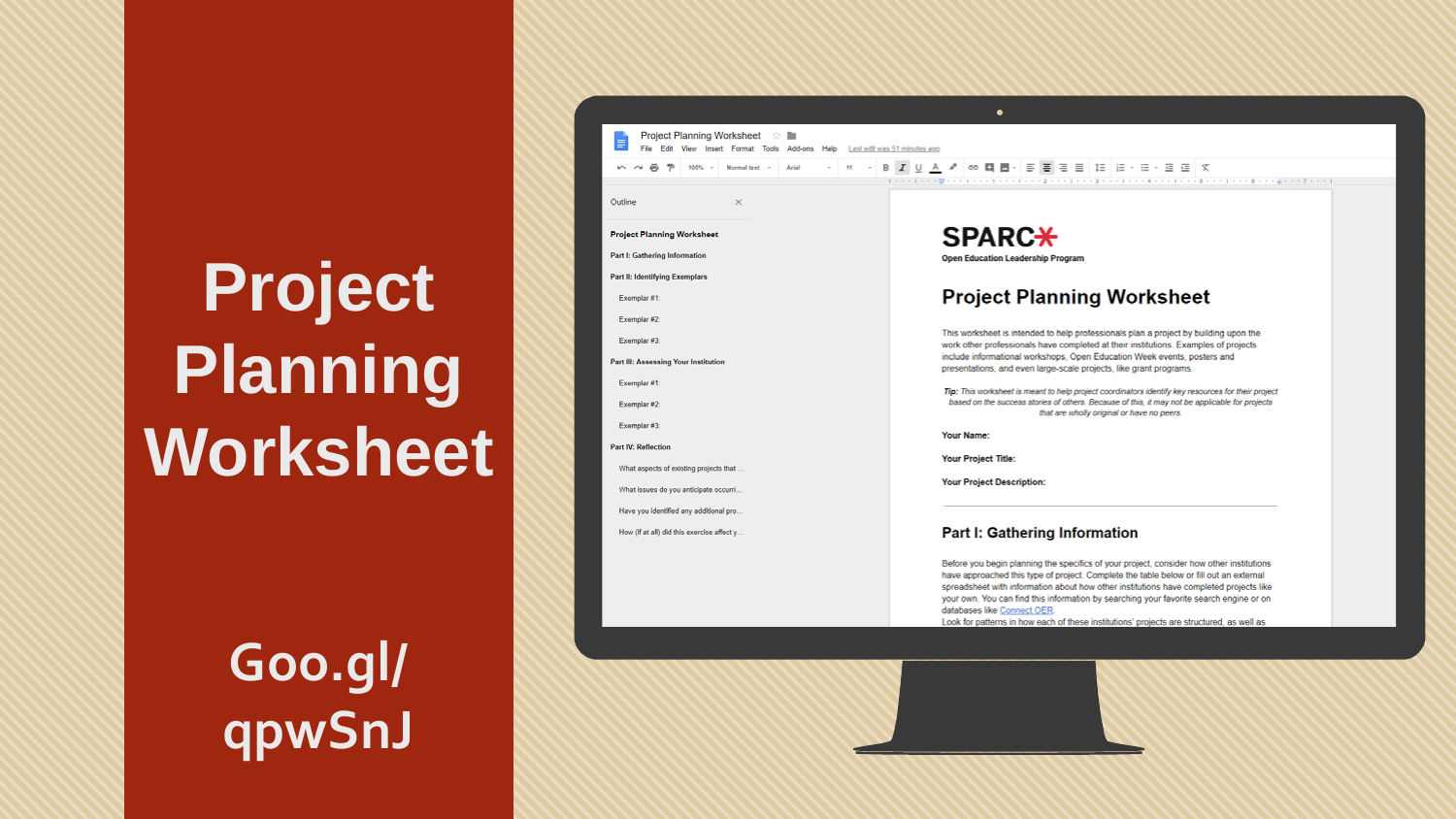# Project Planning Worksheet

Goo.gl/qpwSnJ

Project Planning Worksheet

File Edit View Insert Format Tools Add-ons Help Last edit was 51 minutes ago

Outline

**Project Planning Worksheet**

**Part I: Gathering Information**

**Part II: Identifying Exemplars**

- Exemplar #1:
- Exemplar #2:
- Exemplar #3:

**Part III: Assessing Your Institution**

- Exemplar #1:
- Exemplar #2:
- Exemplar #3:

**Part IV: Reflection**

- What aspects of existing projects that ...
- What issues do you anticipate occurri...
- Have you identified any additional pro...
- How (if at all) did this exercise affect y...

**SPARC**

**Open Education Leadership Program**

## Project Planning Worksheet

This worksheet is intended to help professionals plan a project by building upon the work other professionals have completed at their institutions. Examples of projects include informational workshops, Open Education Week events, posters and presentations, and even large-scale projects, like grant programs.

***Tip:*** *This worksheet is meant to help project coordinators identify key resources for their project based on the success stories of others. Because of this, it may not be applicable for projects that are wholly original or have no peers.*

**Your Name:**

**Your Project Title:**

**Your Project Description:**

---

## Part I: Gathering Information

Before you begin planning the specifics of your project, consider how other institutions have approached this type of project. Complete the table below or fill out an external spreadsheet with information about how other institutions have completed projects like your own. You can find this information by searching your favorite search engine or on databases like Connect OER.

Look for patterns in how each of these institutions' projects are structured, as well as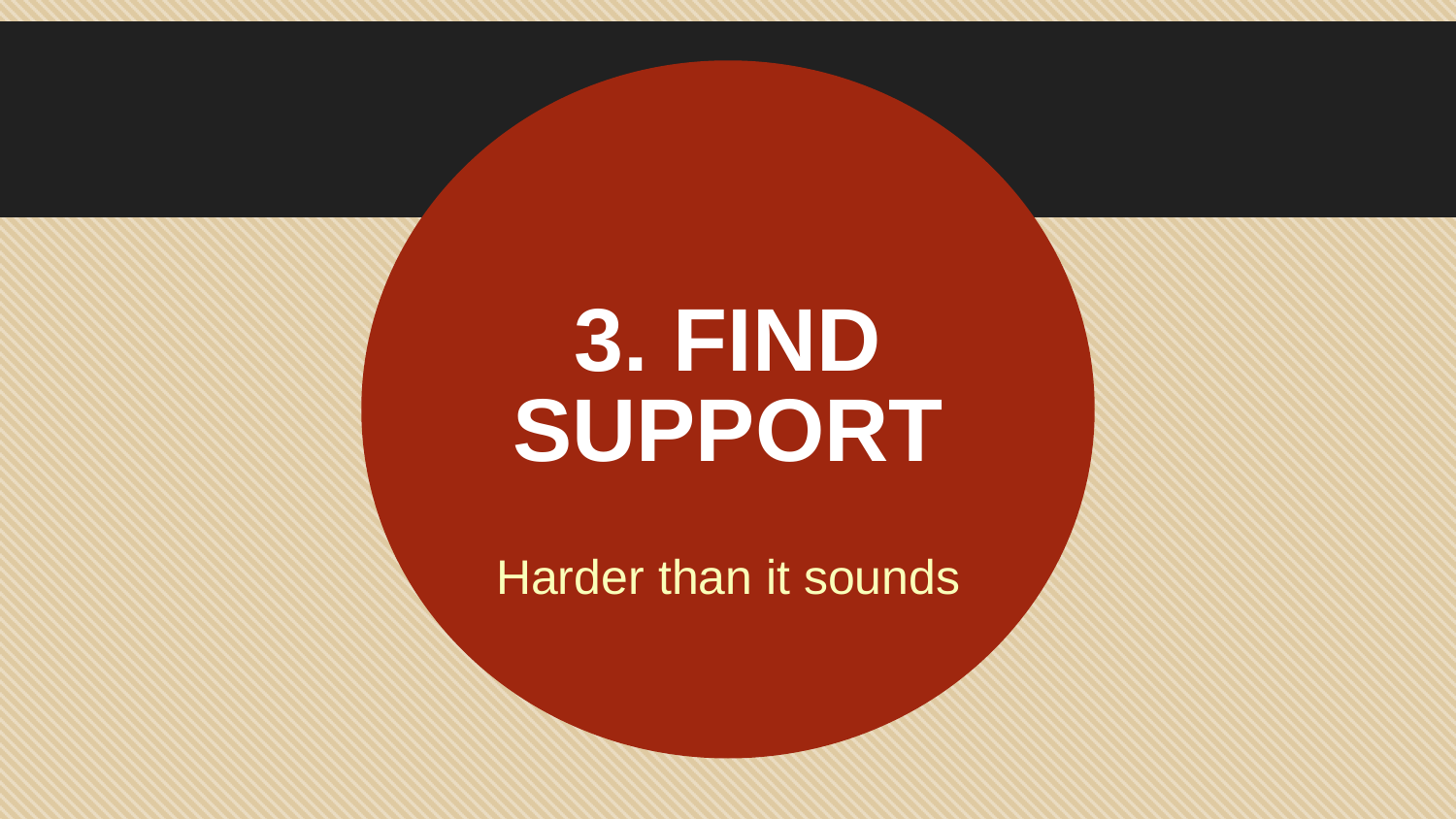# 3. FIND SUPPORT

Harder than it sounds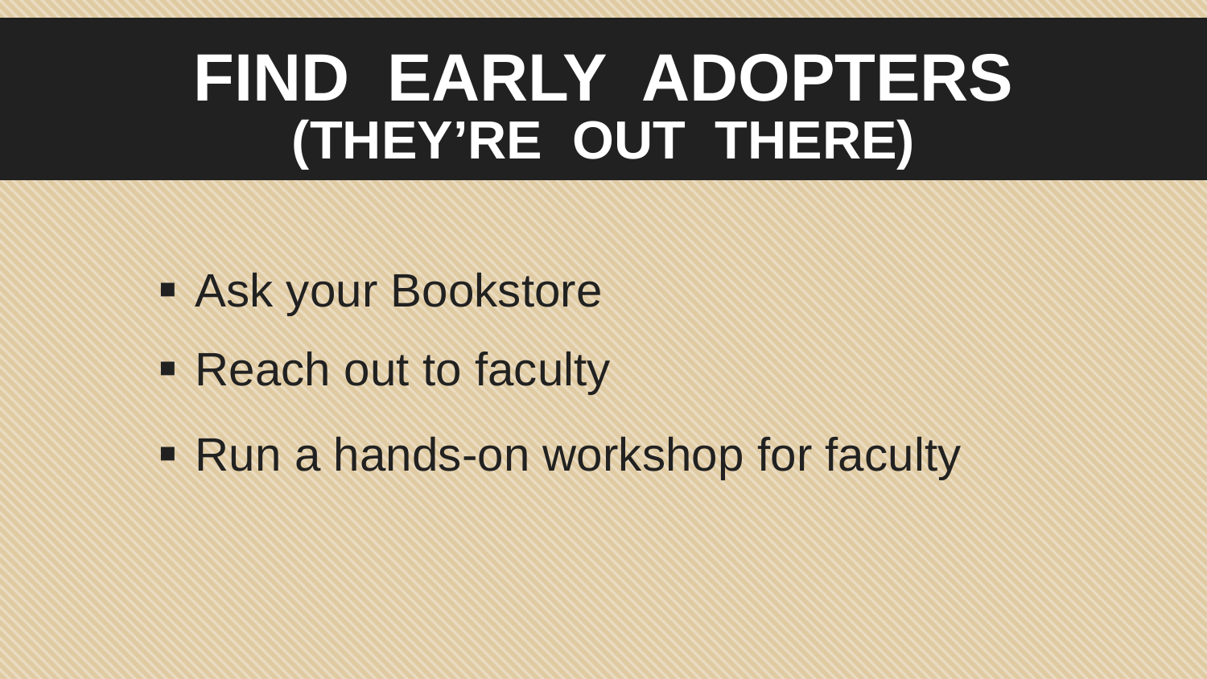# FIND EARLY ADOPTERS
## (THEY'RE OUT THERE)

- Ask your Bookstore
- Reach out to faculty
- Run a hands-on workshop for faculty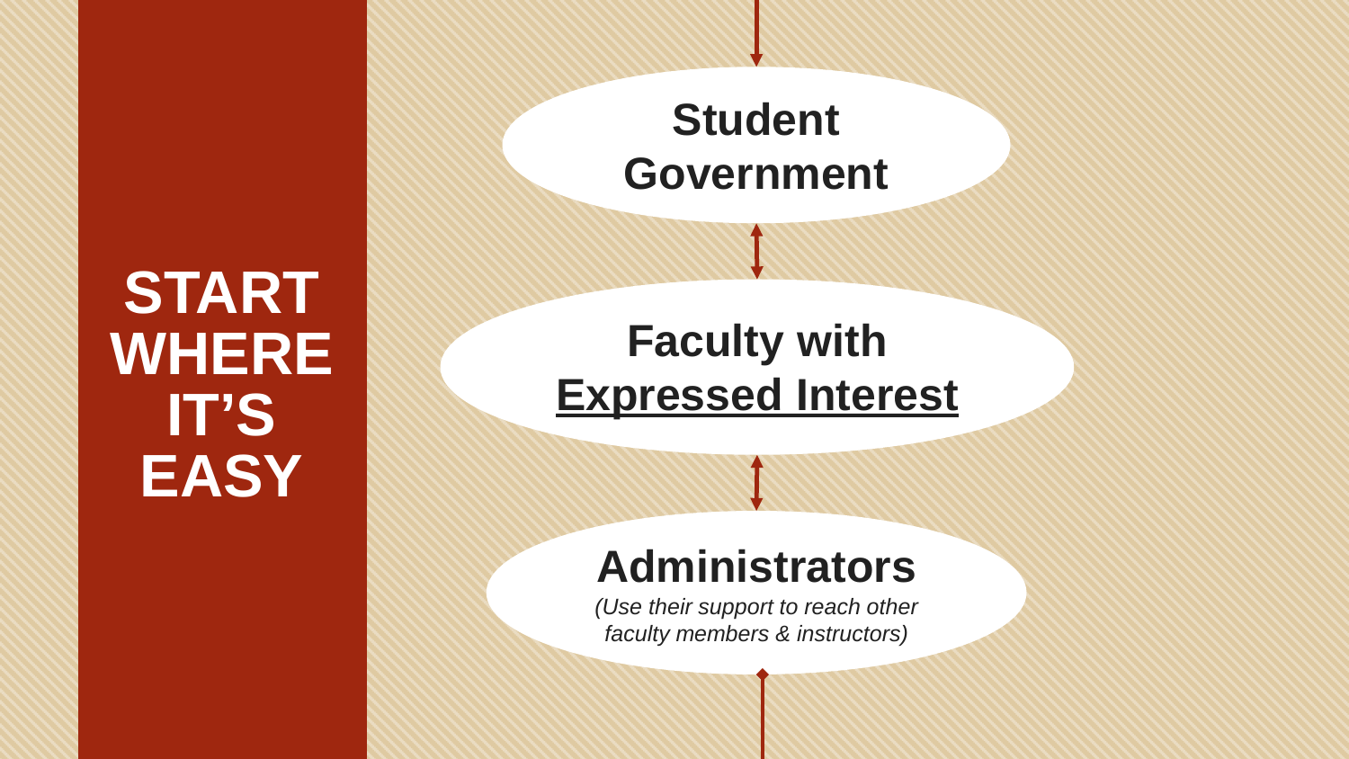# START WHERE IT'S EASY

**Student Government**

**Faculty with Expressed Interest**

**Administrators**

*(Use their support to reach other faculty members & instructors)*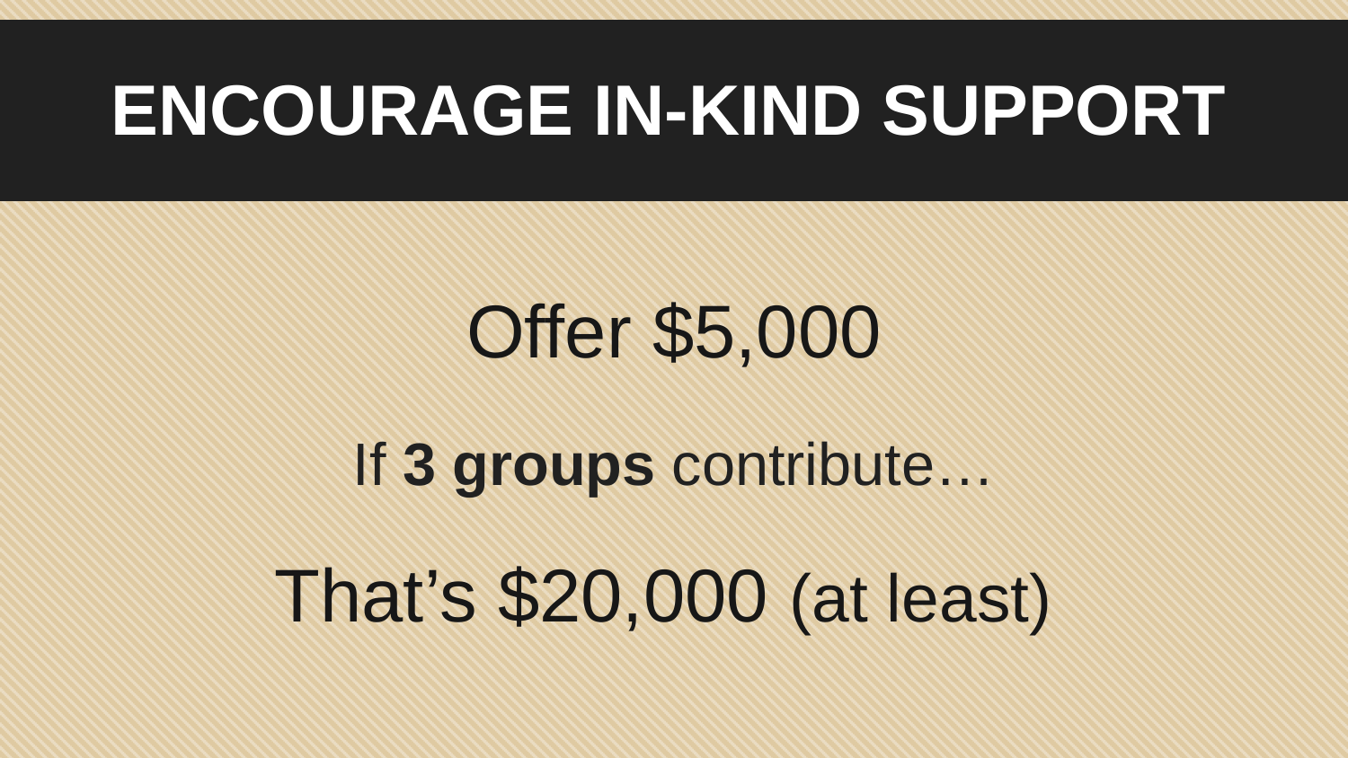# ENCOURAGE IN-KIND SUPPORT

Offer $5,000

If **3 groups** contribute…

That's $20,000 (at least)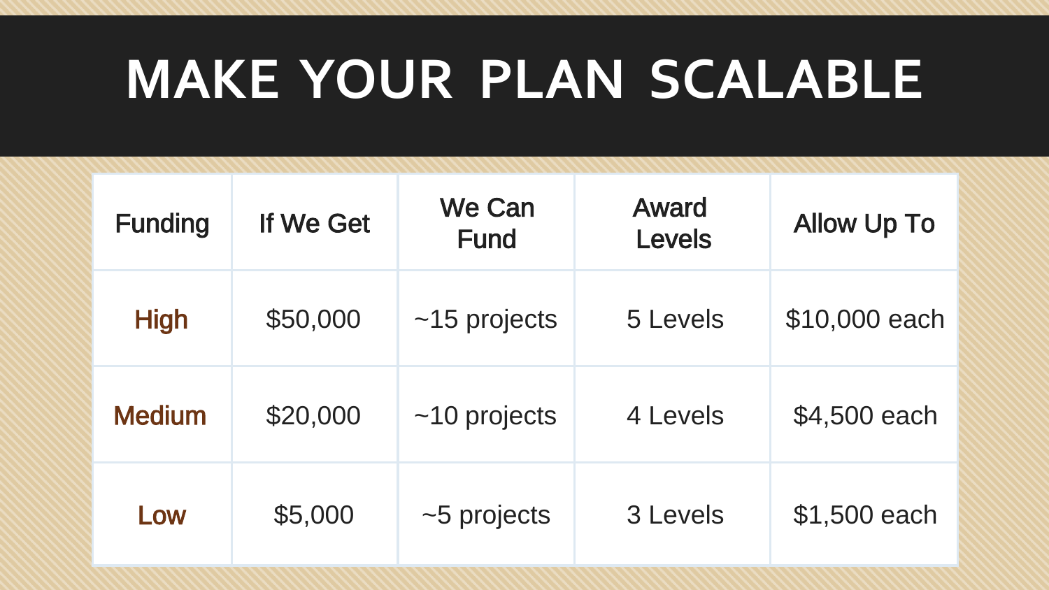# MAKE YOUR PLAN SCALABLE

| Funding | If We Get | We Can Fund | Award Levels | Allow Up To |
|---|---|---|---|---|
| High | $50,000 | ~15 projects | 5 Levels | $10,000 each |
| Medium | $20,000 | ~10 projects | 4 Levels | $4,500 each |
| Low | $5,000 | ~5 projects | 3 Levels | $1,500 each |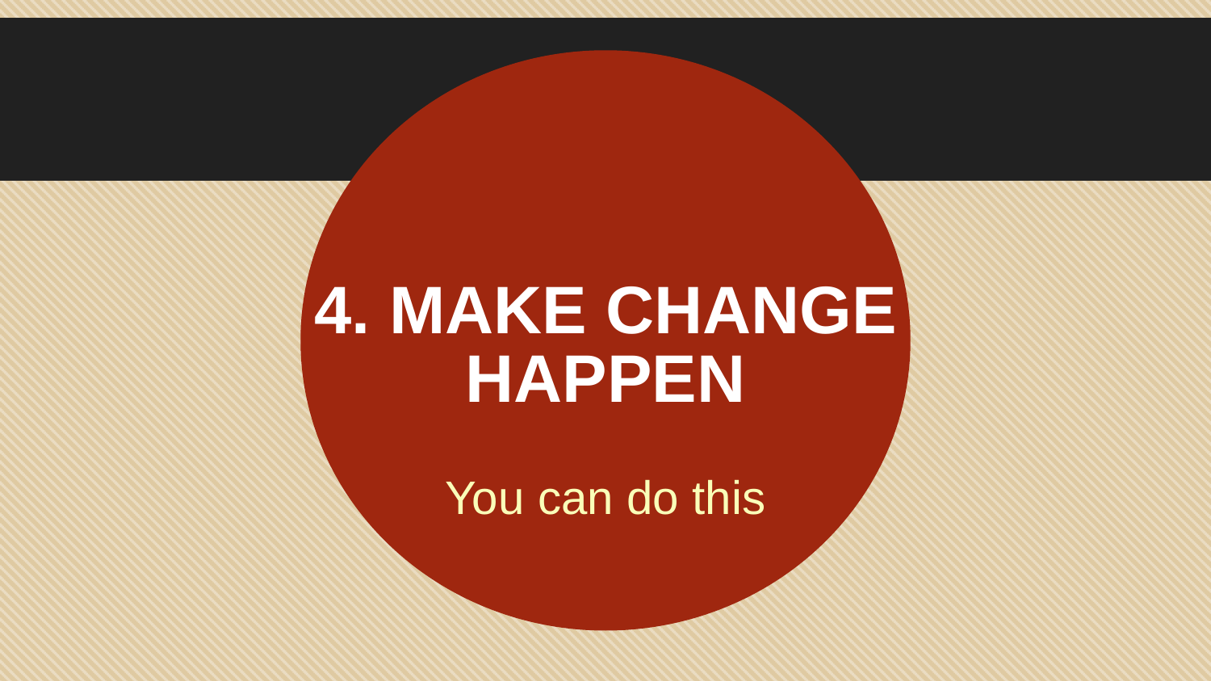# 4. MAKE CHANGE HAPPEN

You can do this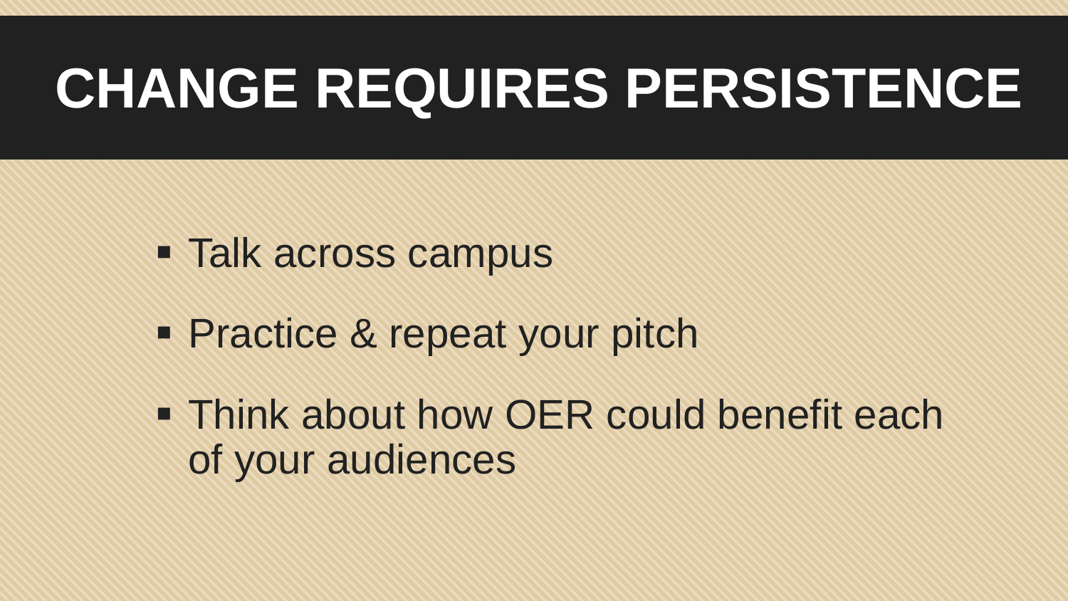# CHANGE REQUIRES PERSISTENCE

- Talk across campus
- Practice & repeat your pitch
- Think about how OER could benefit each of your audiences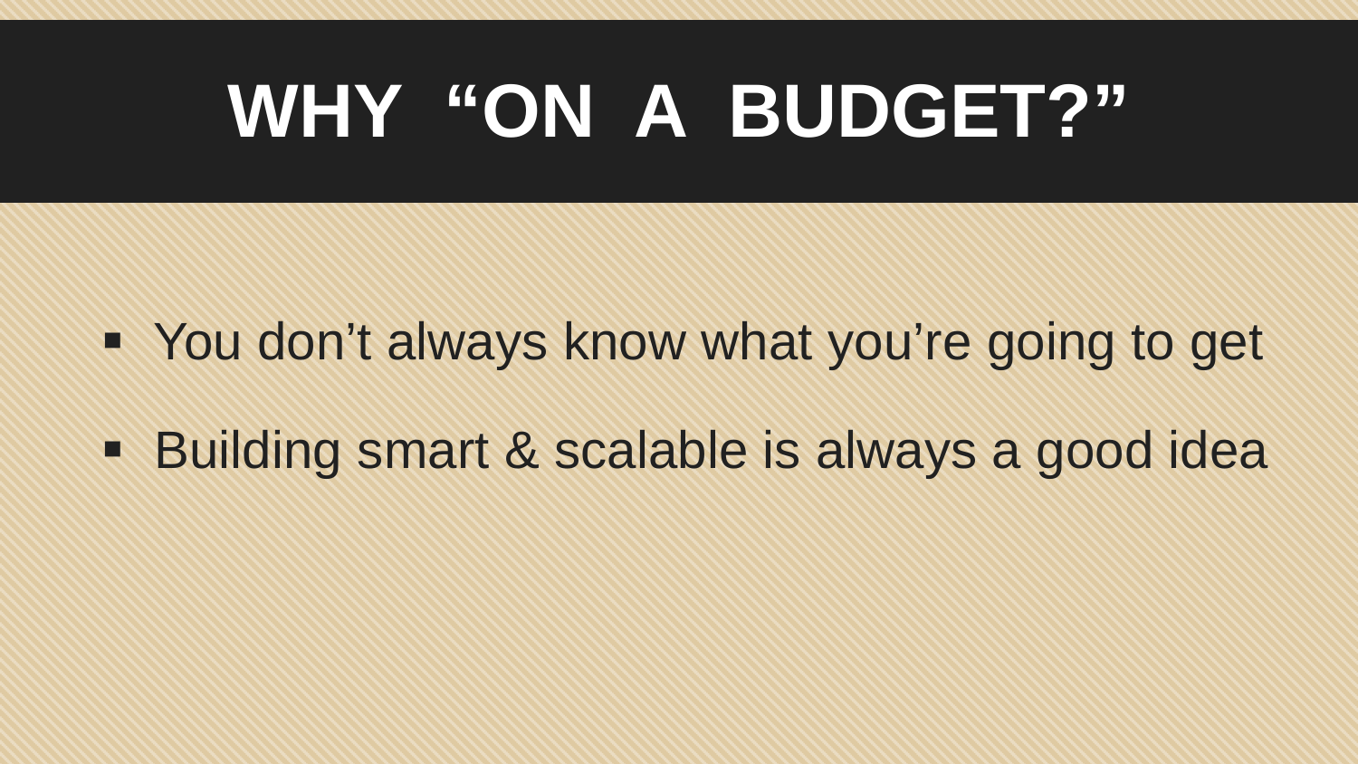# WHY "ON A BUDGET?"

- You don't always know what you're going to get
- Building smart & scalable is always a good idea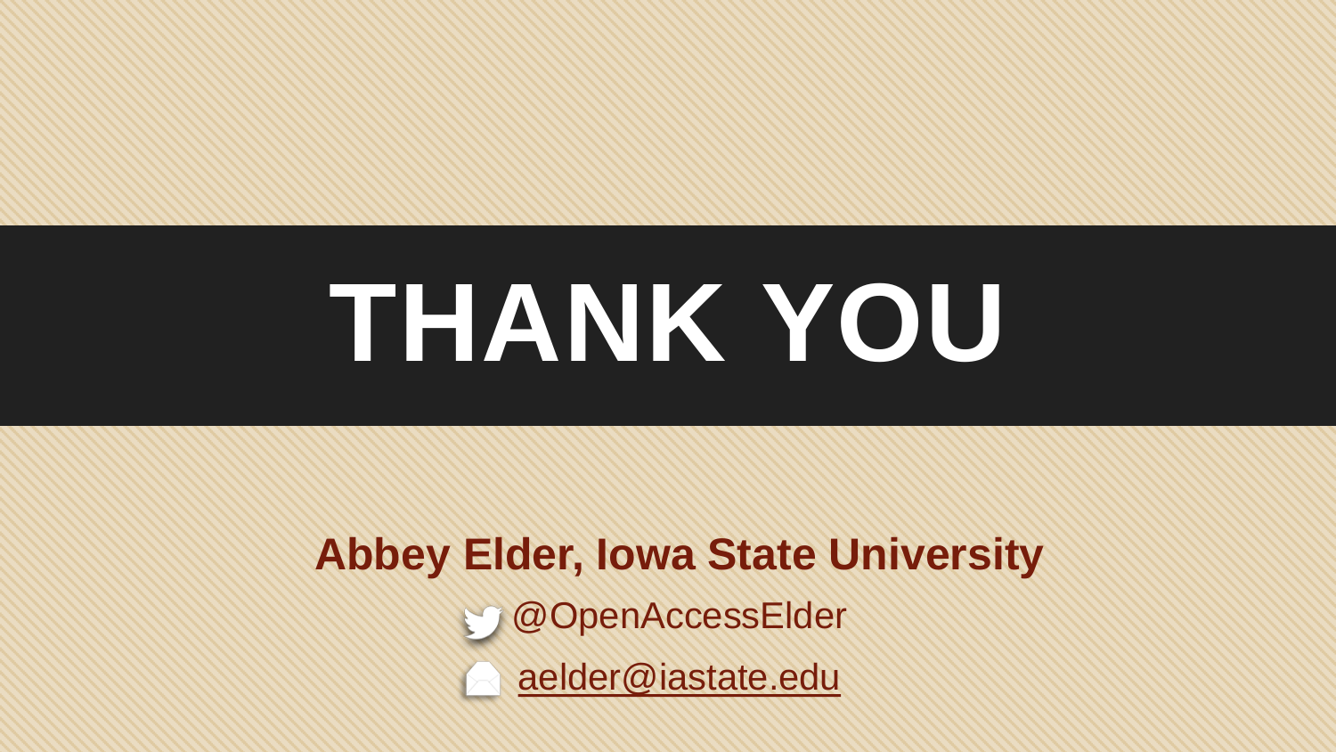# THANK YOU

**Abbey Elder, Iowa State University**

@OpenAccessElder

aelder@iastate.edu